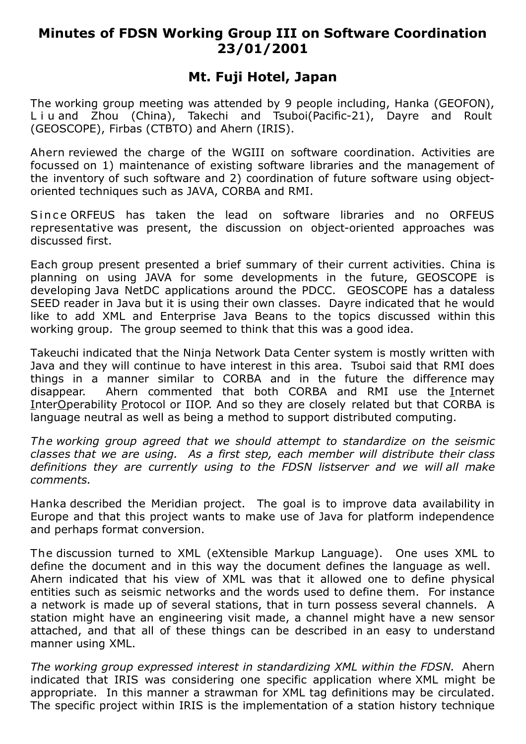# Minutes of FDSN Working Group III on Software Coordination 23/01/2001

## Mt. Fuji Hotel, Japan

The working group meeting was attended by 9 people including, Hanka (GEOFON), Liu and Zhou (China), Takechi and Tsuboi(Pacific-21), Dayre and Roult (GEOSCOPE), Firbas (CTBTO) and Ahern (IRIS).

Ahern reviewed the charge of the WGIII on software coordination. Activities are focussed on 1) maintenance of existing software libraries and the management of the inventory of such software and 2) coordination of future software using object-oriented techniques such as JAVA, CORBA and RMI.

Since ORFEUS has taken the lead on software libraries and no ORFEUS representative was present, the discussion on object-oriented approaches was discussed first.

Each group present presented a brief summary of their current activities. China is planning on using JAVA for some developments in the future, GEOSCOPE is developing Java NetDC applications around the PDCC. GEOSCOPE has a dataless SEED reader in Java but it is using their own classes. Dayre indicated that he would like to add XML and Enterprise Java Beans to the topics discussed within this working group. The group seemed to think that this was a good idea.

Takeuchi indicated that the Ninja Network Data Center system is mostly written with Java and they will continue to have interest in this area. Tsuboi said that RMI does things in a manner similar to CORBA and in the future the difference may disappear. Ahern commented that both CORBA and RMI use the Internet InterOperability Protocol or IIOP. And so they are closely related but that CORBA is language neutral as well as being a method to support distributed computing.

*The working group agreed that we should attempt to standardize on the seismic classes that we are using. As a first step, each member will distribute their class definitions they are currently using to the FDSN listserver and we will all make comments.*

Hanka described the Meridian project. The goal is to improve data availability in Europe and that this project wants to make use of Java for platform independence and perhaps format conversion.

The discussion turned to XML (eXtensible Markup Language). One uses XML to define the document and in this way the document defines the language as well. Ahern indicated that his view of XML was that it allowed one to define physical entities such as seismic networks and the words used to define them. For instance a network is made up of several stations, that in turn possess several channels. A station might have an engineering visit made, a channel might have a new sensor attached, and that all of these things can be described in an easy to understand manner using XML.

*The working group expressed interest in standardizing XML within the FDSN.* Ahern indicated that IRIS was considering one specific application where XML might be appropriate. In this manner a strawman for XML tag definitions may be circulated. The specific project within IRIS is the implementation of a station history technique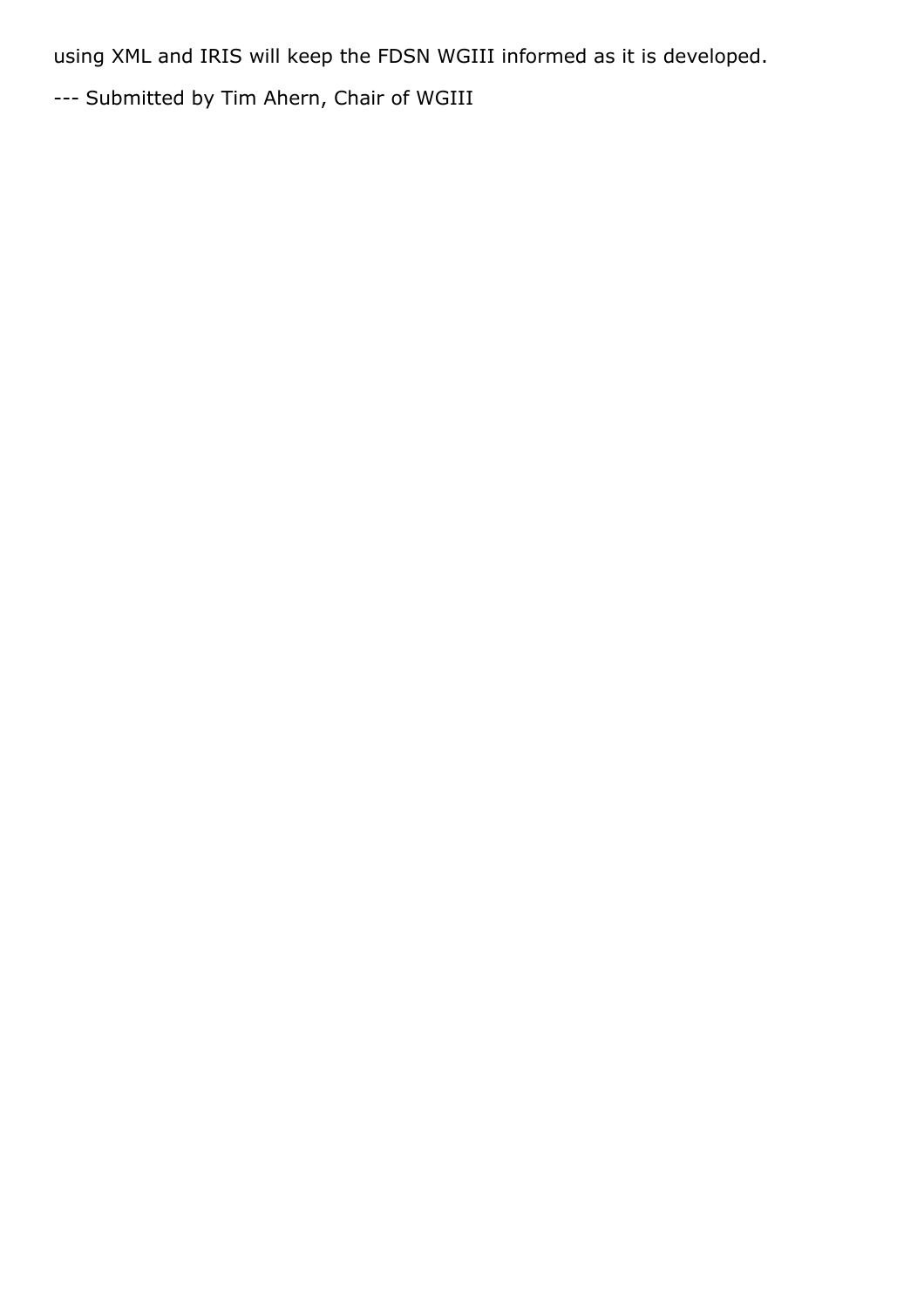using XML and IRIS will keep the FDSN WGIII informed as it is developed.

--- Submitted by Tim Ahern, Chair of WGIII